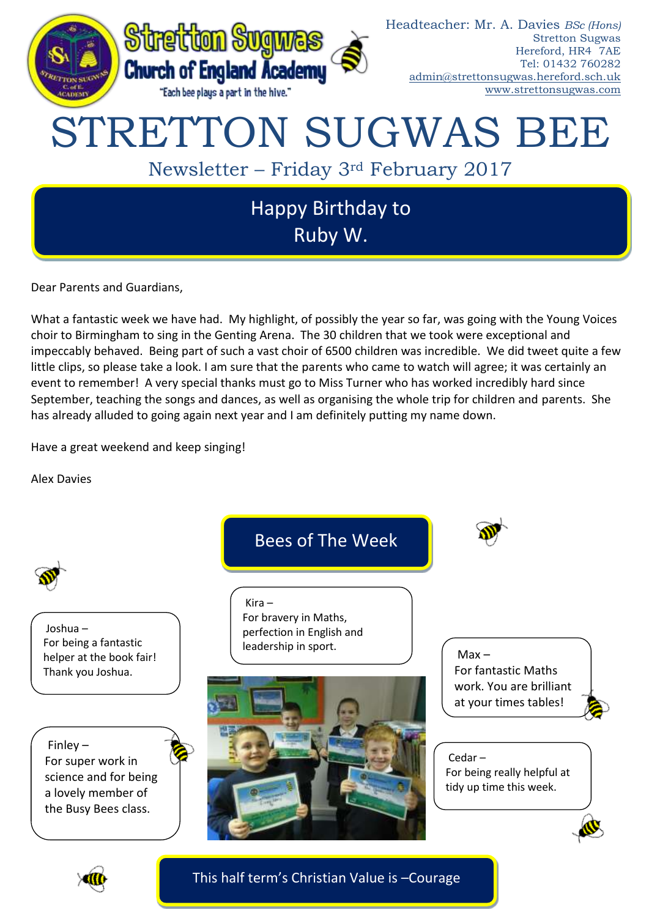Stretton Sugwas Church of England Academy

"Each bee plays a part in the hive."

Headteacher: Mr. A. Davies *BSc (Hons)*
Stretton Sugwas
Hereford, HR4 7AE
Tel: 01432 760282
admin@strettonsugwas.hereford.sch.uk
www.strettonsugwas.com

# STRETTON SUGWAS BEE

## Newsletter – Friday 3rd February 2017

**Happy Birthday to Ruby W.**

Dear Parents and Guardians,

What a fantastic week we have had. My highlight, of possibly the year so far, was going with the Young Voices choir to Birmingham to sing in the Genting Arena. The 30 children that we took were exceptional and impeccably behaved. Being part of such a vast choir of 6500 children was incredible. We did tweet quite a few little clips, so please take a look. I am sure that the parents who came to watch will agree; it was certainly an event to remember! A very special thanks must go to Miss Turner who has worked incredibly hard since September, teaching the songs and dances, as well as organising the whole trip for children and parents. She has already alluded to going again next year and I am definitely putting my name down.

Have a great weekend and keep singing!

Alex Davies

## Bees of The Week

Joshua – For being a fantastic helper at the book fair! Thank you Joshua.

Kira – For bravery in Maths, perfection in English and leadership in sport.

Max – For fantastic Maths work. You are brilliant at your times tables!

Finley – For super work in science and for being a lovely member of the Busy Bees class.

Cedar – For being really helpful at tidy up time this week.

**This half term's Christian Value is –Courage**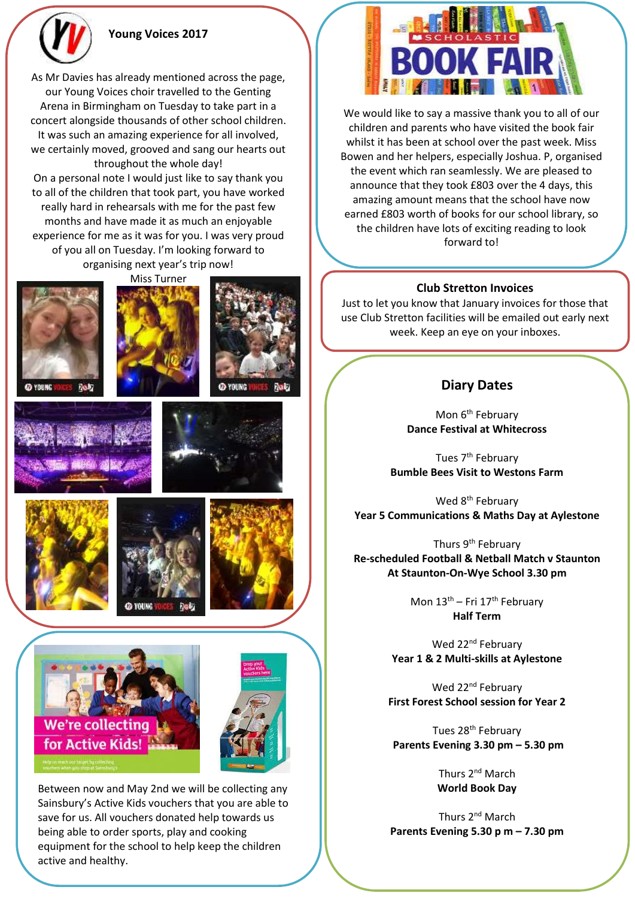## Young Voices 2017

As Mr Davies has already mentioned across the page, our Young Voices choir travelled to the Genting Arena in Birmingham on Tuesday to take part in a concert alongside thousands of other school children. It was such an amazing experience for all involved, we certainly moved, grooved and sang our hearts out throughout the whole day!

On a personal note I would just like to say thank you to all of the children that took part, you have worked really hard in rehearsals with me for the past few months and have made it as much an enjoyable experience for me as it was for you. I was very proud of you all on Tuesday. I'm looking forward to organising next year's trip now!

Miss Turner

## Scholastic Book Fair

We would like to say a massive thank you to all of our children and parents who have visited the book fair whilst it has been at school over the past week. Miss Bowen and her helpers, especially Joshua. P, organised the event which ran seamlessly. We are pleased to announce that they took £803 over the 4 days, this amazing amount means that the school have now earned £803 worth of books for our school library, so the children have lots of exciting reading to look forward to!

## Club Stretton Invoices

Just to let you know that January invoices for those that use Club Stretton facilities will be emailed out early next week. Keep an eye on your inboxes.

## We're collecting for Active Kids!

Between now and May 2nd we will be collecting any Sainsbury's Active Kids vouchers that you are able to save for us. All vouchers donated help towards us being able to order sports, play and cooking equipment for the school to help keep the children active and healthy.

## Diary Dates

Mon 6th February
**Dance Festival at Whitecross**

Tues 7th February
**Bumble Bees Visit to Westons Farm**

Wed 8th February
**Year 5 Communications & Maths Day at Aylestone**

Thurs 9th February
**Re-scheduled Football & Netball Match v Staunton At Staunton-On-Wye School 3.30 pm**

Mon 13th – Fri 17th February
**Half Term**

Wed 22nd February
**Year 1 & 2 Multi-skills at Aylestone**

Wed 22nd February
**First Forest School session for Year 2**

Tues 28th February
**Parents Evening 3.30 pm – 5.30 pm**

Thurs 2nd March
**World Book Day**

Thurs 2nd March
**Parents Evening 5.30 p m – 7.30 pm**